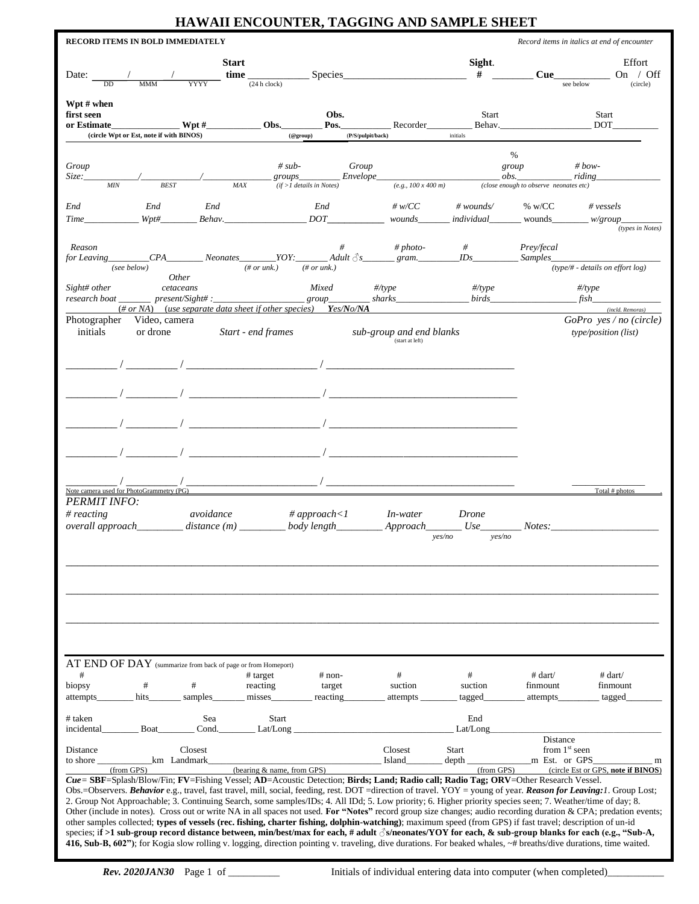# HAWAII ENCOUNTER, TAGGING AND SAMPLE SHEET

**RECORD ITEMS IN BOLD IMMEDIATELY** *Record items in italics at end of encounter*

Date: ______/______/______ (DD MMM YYYY) **Start time** __________ (24 h clock) Species______________________ **Sight. #** ________ **Cue**__________ (see below) Effort On / Off (circle)

**Wpt # when first seen or Estimate**____________ (circle Wpt or Est, note if with BINOS) **Wpt #**__________ **Obs.**________ (@group) **Obs. Pos.**________ (P/S/pulpit/back) Recorder________ (initials) Start Behav.________________ Start DOT__________

*Group Size:*__________/__________/__________ (*MIN* *BEST* *MAX*) *# sub-groups*________ (*if >1 details in Notes*) *Group Envelope*____________________ (*e.g., 100 x 400 m*) *% group obs.*__________ (*close enough to observe neonates etc*) *# bow-riding*____________

*End Time*__________ *End Wpt#*________ *End Behav.*________________ *End DOT*__________ *# w/CC wounds*______ *# wounds/ individual*______ % w/CC wounds______ *# vessels w/group*________ (*types in Notes*)

*Reason for Leaving*________ (*see below*) *CPA*________ *Neonates*________ (*# or unk.*) *YOY:*________ (*# or unk.*) *# Adult ♂s*________ *# photo-gram.*________ *# IDs*________ *Prey/fecal Samples*________________ (*type/# - details on effort log*)

*Sight# other research boat*________ (*# or NA*) *Other cetaceans present/Sight# :*________________ (*use separate data sheet if other species*) *Mixed group*________ ***Yes/No/NA*** *#/type sharks*______________ *#/type birds*________________ *#/type fish*______________ (*incld. Remoras*)

| Photographer initials | Video, camera or drone | *Start - end frames* | *sub-group and end blanks* (start at left) | *GoPro yes / no (circle) type/position (list)* |
|---|---|---|---|---|
| ________ / | ________ / | ______________________ / | ______________________________ | |
| ________ / | ________ / | ______________________ / | ______________________________ | |
| ________ / | ________ / | ______________________ / | ______________________________ | |
| ________ / | ________ / | ______________________ / | ______________________________ | |
| ________ / | ________ / | ______________________ / | ______________________________ | ____________ Total # photos |

Note camera used for PhotoGrammetry (PG)

*PERMIT INFO:*

*# reacting overall approach*________ *avoidance distance (m)*________ *# approach<1 body length*________ *In-water Approach*________ (*yes/no*) *Drone Use*________ (*yes/no*) *Notes:*____________________

______________________________________________________________________________

______________________________________________________________________________

______________________________________________________________________________

AT END OF DAY (summarize from back of page or from Homeport)

# biopsy attempts________ # hits______ # samples______ # target reacting misses________ # non-target reacting________ # suction attempts________ # suction tagged________ # dart/ finmount attempts________ # dart/ finmount tagged________

# taken incidental________ Boat________ Sea Cond.________ Start Lat/Long ______________________________ End Lat/Long______________________________

Distance to shore __________km (from GPS) Closest Landmark______________________________ (bearing & name, from GPS) Closest Island________ Start depth ____________m (from GPS) Distance from 1st seen Est. or GPS____________ m (circle Est or GPS, **note if BINOS**)

***Cue*** *=* **SBF**=Splash/Blow/Fin; **FV**=Fishing Vessel; **AD**=Acoustic Detection; **Birds; Land; Radio call; Radio Tag; ORV**=Other Research Vessel. Obs.=Observers. ***Behavior*** e.g., travel, fast travel, mill, social, feeding, rest. DOT =direction of travel. YOY = young of year. ***Reason for Leaving:1***. Group Lost; 2. Group Not Approachable; 3. Continuing Search, some samples/IDs; 4. All IDd; 5. Low priority; 6. Higher priority species seen; 7. Weather/time of day; 8. Other (include in notes). Cross out or write NA in all spaces not used. **For "Notes"** record group size changes; audio recording duration & CPA; predation events; other samples collected; **types of vessels (rec. fishing, charter fishing, dolphin-watching)**; maximum speed (from GPS) if fast travel; description of un-id species; i**f >1 sub-group record distance between, min/best/max for each, # adult ♂s/neonates/YOY for each, & sub-group blanks for each (e.g., "Sub-A, 416, Sub-B, 602")**; for Kogia slow rolling v. logging, direction pointing v. traveling, dive durations. For beaked whales, ~# breaths/dive durations, time waited.

***Rev. 2020JAN30*** Page 1 of ________ Initials of individual entering data into computer (when completed)__________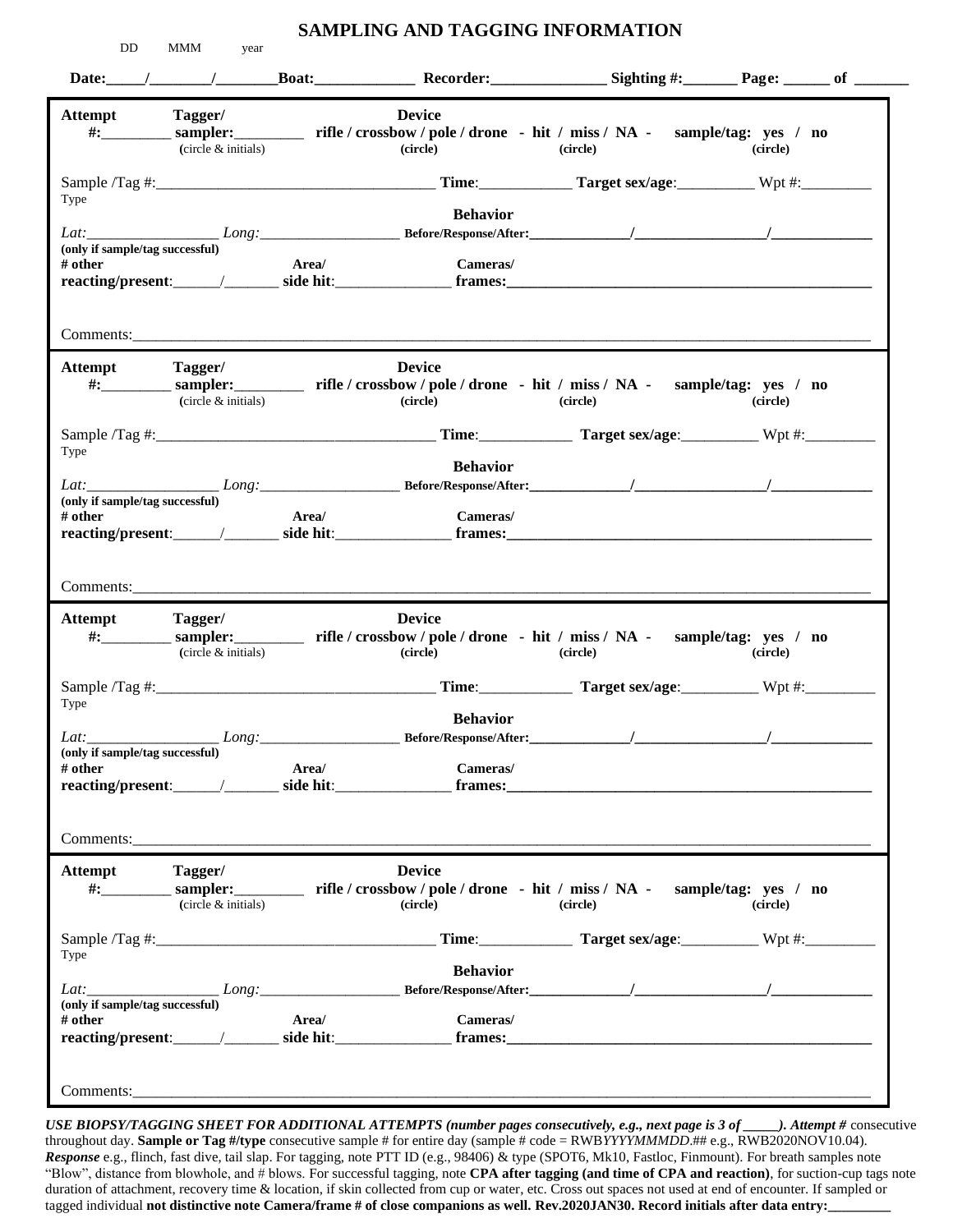# SAMPLING AND TAGGING INFORMATION

DD MMM year

**Date:**\_\_\_\_\_/\_\_\_\_\_\_\_\_/\_\_\_\_\_\_\_\_ **Boat:**\_\_\_\_\_\_\_\_\_\_\_\_\_ **Recorder:**\_\_\_\_\_\_\_\_\_\_\_\_\_\_\_ **Sighting #:**\_\_\_\_\_\_\_ **Page:** \_\_\_\_\_\_ **of** \_\_\_\_\_\_\_

---

**Attempt #:**\_\_\_\_\_\_\_\_\_ **Tagger/ sampler:**\_\_\_\_\_\_\_\_\_ (circle & initials) **Device** **rifle / crossbow / pole / drone** (circle) - **hit / miss / NA** (circle) - **sample/tag: yes / no** (circle)

Sample /Tag # Type:\_\_\_\_\_\_\_\_\_\_\_\_\_\_\_\_\_\_\_\_\_\_\_\_\_\_\_\_\_\_\_\_\_\_\_\_ **Time**:\_\_\_\_\_\_\_\_\_\_\_\_ **Target sex/age**:\_\_\_\_\_\_\_\_\_\_ Wpt #:\_\_\_\_\_\_\_\_\_

*Lat:*\_\_\_\_\_\_\_\_\_\_\_\_\_\_\_\_\_\_ *Long:*\_\_\_\_\_\_\_\_\_\_\_\_\_\_\_\_\_\_\_ **Behavior Before/Response/After:**\_\_\_\_\_\_\_\_\_\_\_\_\_\_/\_\_\_\_\_\_\_\_\_\_\_\_\_\_\_\_\_\_/\_\_\_\_\_\_\_\_\_\_\_\_\_\_
**(only if sample/tag successful)**

**# other reacting/present**:\_\_\_\_\_\_/\_\_\_\_\_\_\_ **Area/ side hit**:\_\_\_\_\_\_\_\_\_\_\_\_\_\_\_ **Cameras/ frames:**\_\_\_\_\_\_\_\_\_\_\_\_\_\_\_\_\_\_\_\_\_\_\_\_\_\_\_\_\_\_\_\_\_\_\_\_\_\_\_\_\_\_\_\_\_\_\_

Comments:\_\_\_\_\_\_\_\_\_\_\_\_\_\_\_\_\_\_\_\_\_\_\_\_\_\_\_\_\_\_\_\_\_\_\_\_\_\_\_\_\_\_\_\_\_\_\_\_\_\_\_\_\_\_\_\_\_\_\_\_\_\_\_\_\_\_\_\_\_\_\_\_\_\_\_\_\_\_\_\_\_\_\_\_

---

**Attempt #:**\_\_\_\_\_\_\_\_\_ **Tagger/ sampler:**\_\_\_\_\_\_\_\_\_ (circle & initials) **Device** **rifle / crossbow / pole / drone** (circle) - **hit / miss / NA** (circle) - **sample/tag: yes / no** (circle)

Sample /Tag # Type:\_\_\_\_\_\_\_\_\_\_\_\_\_\_\_\_\_\_\_\_\_\_\_\_\_\_\_\_\_\_\_\_\_\_\_\_ **Time**:\_\_\_\_\_\_\_\_\_\_\_\_ **Target sex/age**:\_\_\_\_\_\_\_\_\_\_ Wpt #:\_\_\_\_\_\_\_\_\_

*Lat:*\_\_\_\_\_\_\_\_\_\_\_\_\_\_\_\_\_\_ *Long:*\_\_\_\_\_\_\_\_\_\_\_\_\_\_\_\_\_\_\_ **Behavior Before/Response/After:**\_\_\_\_\_\_\_\_\_\_\_\_\_\_/\_\_\_\_\_\_\_\_\_\_\_\_\_\_\_\_\_\_/\_\_\_\_\_\_\_\_\_\_\_\_\_\_
**(only if sample/tag successful)**

**# other reacting/present**:\_\_\_\_\_\_/\_\_\_\_\_\_\_ **Area/ side hit**:\_\_\_\_\_\_\_\_\_\_\_\_\_\_\_ **Cameras/ frames:**\_\_\_\_\_\_\_\_\_\_\_\_\_\_\_\_\_\_\_\_\_\_\_\_\_\_\_\_\_\_\_\_\_\_\_\_\_\_\_\_\_\_\_\_\_\_\_

Comments:\_\_\_\_\_\_\_\_\_\_\_\_\_\_\_\_\_\_\_\_\_\_\_\_\_\_\_\_\_\_\_\_\_\_\_\_\_\_\_\_\_\_\_\_\_\_\_\_\_\_\_\_\_\_\_\_\_\_\_\_\_\_\_\_\_\_\_\_\_\_\_\_\_\_\_\_\_\_\_\_\_\_\_\_

---

**Attempt #:**\_\_\_\_\_\_\_\_\_ **Tagger/ sampler:**\_\_\_\_\_\_\_\_\_ (circle & initials) **Device** **rifle / crossbow / pole / drone** (circle) - **hit / miss / NA** (circle) - **sample/tag: yes / no** (circle)

Sample /Tag # Type:\_\_\_\_\_\_\_\_\_\_\_\_\_\_\_\_\_\_\_\_\_\_\_\_\_\_\_\_\_\_\_\_\_\_\_\_ **Time**:\_\_\_\_\_\_\_\_\_\_\_\_ **Target sex/age**:\_\_\_\_\_\_\_\_\_\_ Wpt #:\_\_\_\_\_\_\_\_\_

*Lat:*\_\_\_\_\_\_\_\_\_\_\_\_\_\_\_\_\_\_ *Long:*\_\_\_\_\_\_\_\_\_\_\_\_\_\_\_\_\_\_\_ **Behavior Before/Response/After:**\_\_\_\_\_\_\_\_\_\_\_\_\_\_/\_\_\_\_\_\_\_\_\_\_\_\_\_\_\_\_\_\_/\_\_\_\_\_\_\_\_\_\_\_\_\_\_
**(only if sample/tag successful)**

**# other reacting/present**:\_\_\_\_\_\_/\_\_\_\_\_\_\_ **Area/ side hit**:\_\_\_\_\_\_\_\_\_\_\_\_\_\_\_ **Cameras/ frames:**\_\_\_\_\_\_\_\_\_\_\_\_\_\_\_\_\_\_\_\_\_\_\_\_\_\_\_\_\_\_\_\_\_\_\_\_\_\_\_\_\_\_\_\_\_\_\_

Comments:\_\_\_\_\_\_\_\_\_\_\_\_\_\_\_\_\_\_\_\_\_\_\_\_\_\_\_\_\_\_\_\_\_\_\_\_\_\_\_\_\_\_\_\_\_\_\_\_\_\_\_\_\_\_\_\_\_\_\_\_\_\_\_\_\_\_\_\_\_\_\_\_\_\_\_\_\_\_\_\_\_\_\_\_

---

**Attempt #:**\_\_\_\_\_\_\_\_\_ **Tagger/ sampler:**\_\_\_\_\_\_\_\_\_ (circle & initials) **Device** **rifle / crossbow / pole / drone** (circle) - **hit / miss / NA** (circle) - **sample/tag: yes / no** (circle)

Sample /Tag # Type:\_\_\_\_\_\_\_\_\_\_\_\_\_\_\_\_\_\_\_\_\_\_\_\_\_\_\_\_\_\_\_\_\_\_\_\_ **Time**:\_\_\_\_\_\_\_\_\_\_\_\_ **Target sex/age**:\_\_\_\_\_\_\_\_\_\_ Wpt #:\_\_\_\_\_\_\_\_\_

*Lat:*\_\_\_\_\_\_\_\_\_\_\_\_\_\_\_\_\_\_ *Long:*\_\_\_\_\_\_\_\_\_\_\_\_\_\_\_\_\_\_\_ **Behavior Before/Response/After:**\_\_\_\_\_\_\_\_\_\_\_\_\_\_/\_\_\_\_\_\_\_\_\_\_\_\_\_\_\_\_\_\_/\_\_\_\_\_\_\_\_\_\_\_\_\_\_
**(only if sample/tag successful)**

**# other reacting/present**:\_\_\_\_\_\_/\_\_\_\_\_\_\_ **Area/ side hit**:\_\_\_\_\_\_\_\_\_\_\_\_\_\_\_ **Cameras/ frames:**\_\_\_\_\_\_\_\_\_\_\_\_\_\_\_\_\_\_\_\_\_\_\_\_\_\_\_\_\_\_\_\_\_\_\_\_\_\_\_\_\_\_\_\_\_\_\_

Comments:\_\_\_\_\_\_\_\_\_\_\_\_\_\_\_\_\_\_\_\_\_\_\_\_\_\_\_\_\_\_\_\_\_\_\_\_\_\_\_\_\_\_\_\_\_\_\_\_\_\_\_\_\_\_\_\_\_\_\_\_\_\_\_\_\_\_\_\_\_\_\_\_\_\_\_\_\_\_\_\_\_\_\_\_

---

***USE BIOPSY/TAGGING SHEET FOR ADDITIONAL ATTEMPTS (number pages consecutively, e.g., next page is 3 of \_\_\_\_\_). Attempt #*** consecutive throughout day. **Sample or Tag #/type** consecutive sample # for entire day (sample # code = RWB*YYYYMMMDD*.## e.g., RWB2020NOV10.04). ***Response*** e.g., flinch, fast dive, tail slap. For tagging, note PTT ID (e.g., 98406) & type (SPOT6, Mk10, Fastloc, Finmount). For breath samples note "Blow", distance from blowhole, and # blows. For successful tagging, note **CPA after tagging (and time of CPA and reaction)**, for suction-cup tags note duration of attachment, recovery time & location, if skin collected from cup or water, etc. Cross out spaces not used at end of encounter. If sampled or tagged individual **not distinctive note Camera/frame # of close companions as well. Rev.2020JAN30. Record initials after data entry:\_\_\_\_\_\_\_\_\_**